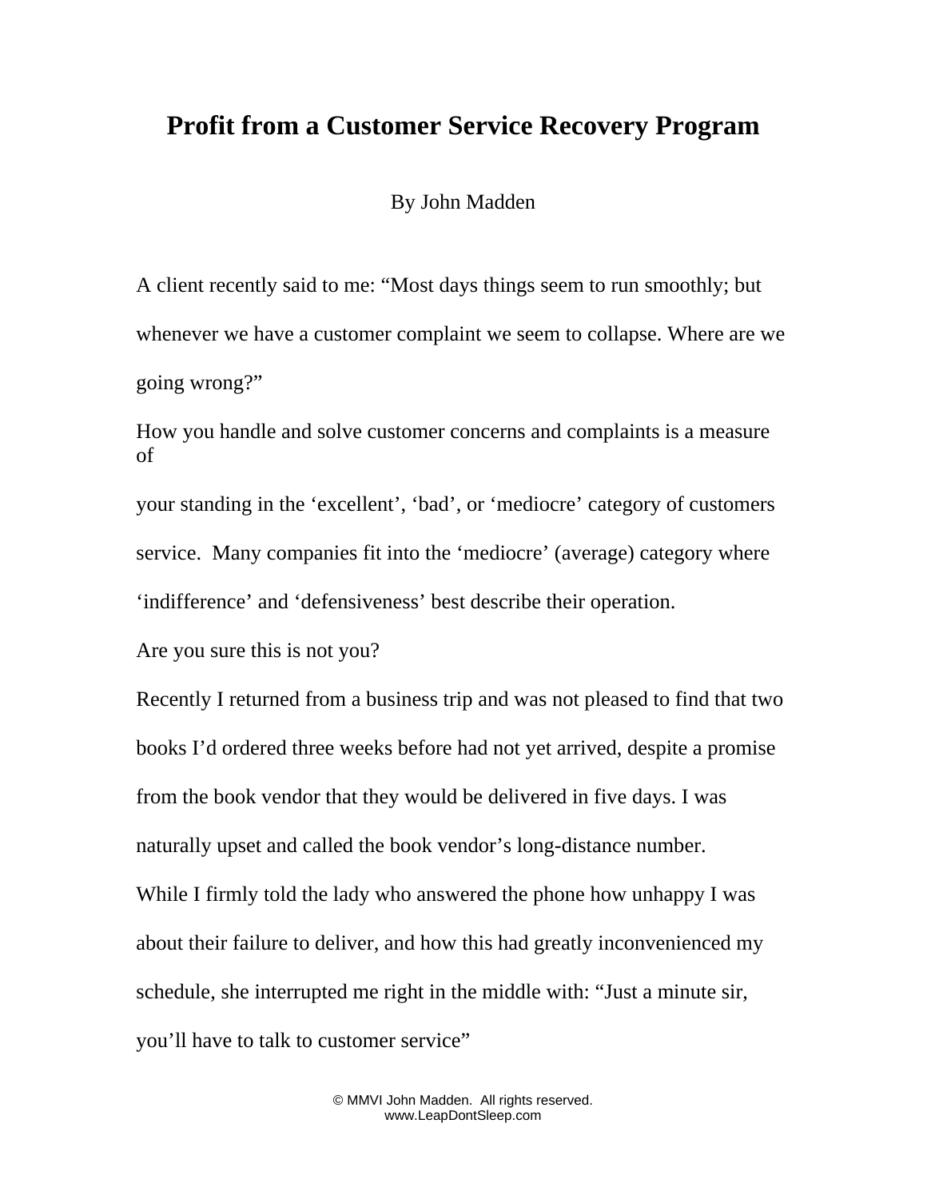# Profit from a Customer Service Recovery Program

By John Madden

A client recently said to me: "Most days things seem to run smoothly; but whenever we have a customer complaint we seem to collapse. Where are we going wrong?"

How you handle and solve customer concerns and complaints is a measure of your standing in the 'excellent', 'bad', or 'mediocre' category of customers service. Many companies fit into the 'mediocre' (average) category where 'indifference' and 'defensiveness' best describe their operation.

Are you sure this is not you?

Recently I returned from a business trip and was not pleased to find that two books I'd ordered three weeks before had not yet arrived, despite a promise from the book vendor that they would be delivered in five days. I was naturally upset and called the book vendor's long-distance number.

While I firmly told the lady who answered the phone how unhappy I was about their failure to deliver, and how this had greatly inconvenienced my schedule, she interrupted me right in the middle with: "Just a minute sir, you'll have to talk to customer service"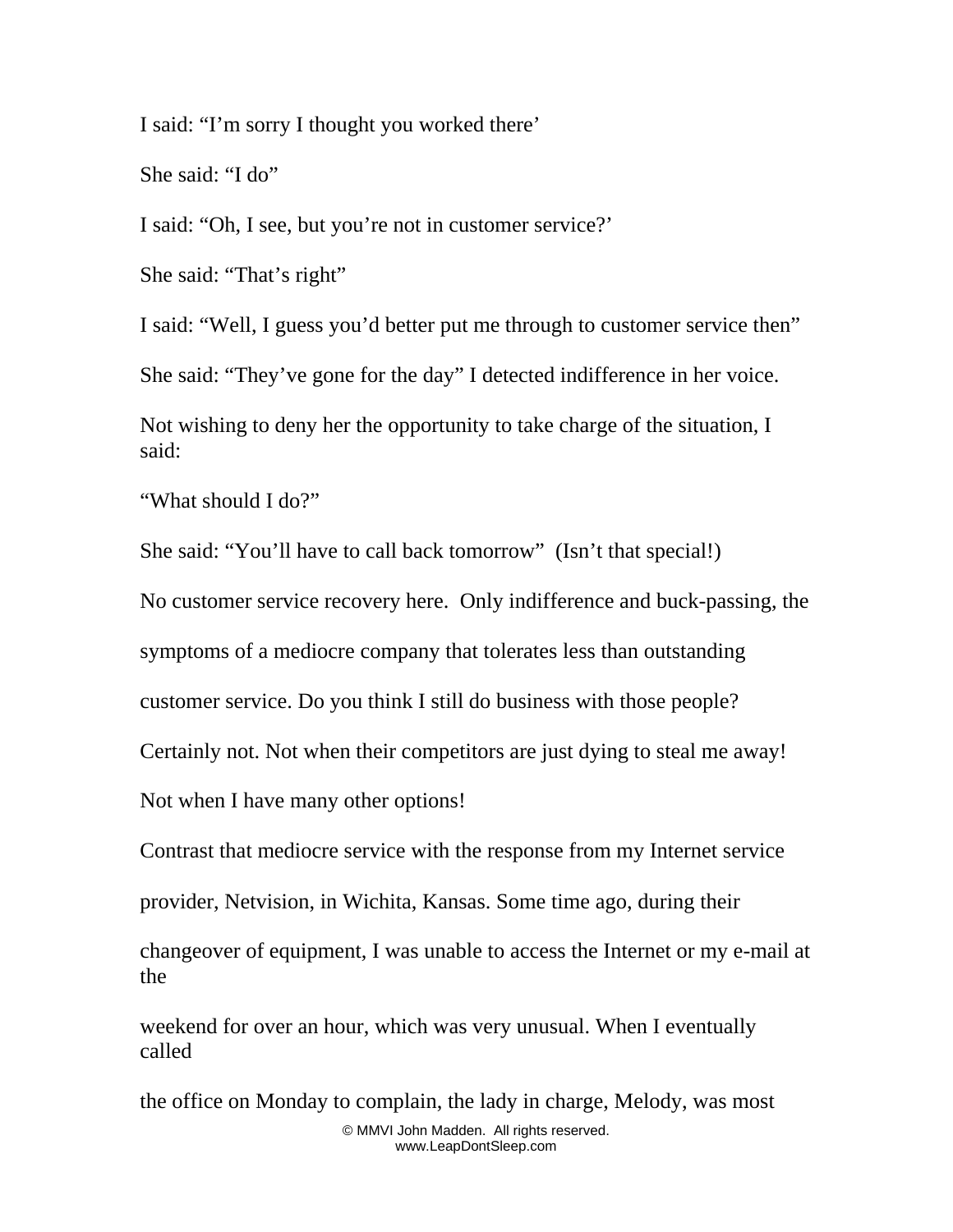I said: "I'm sorry I thought you worked there'

She said: "I do"

I said: "Oh, I see, but you're not in customer service?'

She said: "That's right"

I said: "Well, I guess you'd better put me through to customer service then"

She said: "They've gone for the day" I detected indifference in her voice.

Not wishing to deny her the opportunity to take charge of the situation, I said:

"What should I do?"

She said: "You'll have to call back tomorrow" (Isn't that special!)

No customer service recovery here. Only indifference and buck-passing, the symptoms of a mediocre company that tolerates less than outstanding customer service. Do you think I still do business with those people? Certainly not. Not when their competitors are just dying to steal me away! Not when I have many other options!

Contrast that mediocre service with the response from my Internet service provider, Netvision, in Wichita, Kansas. Some time ago, during their changeover of equipment, I was unable to access the Internet or my e-mail at the weekend for over an hour, which was very unusual. When I eventually called the office on Monday to complain, the lady in charge, Melody, was most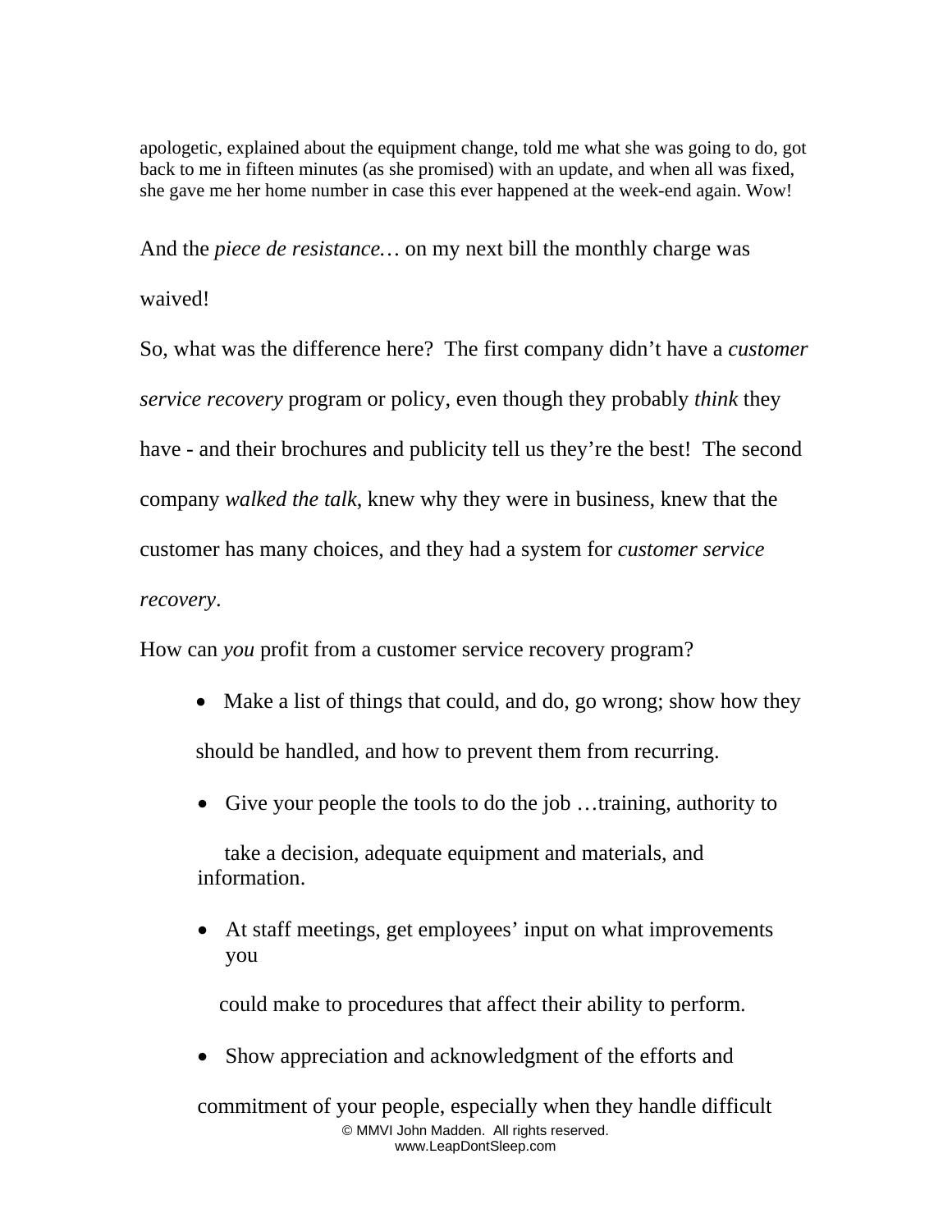apologetic, explained about the equipment change, told me what she was going to do, got back to me in fifteen minutes (as she promised) with an update, and when all was fixed, she gave me her home number in case this ever happened at the week-end again. Wow!

And the *piece de resistance…* on my next bill the monthly charge was waived!

So, what was the difference here? The first company didn't have a *customer service recovery* program or policy, even though they probably *think* they have - and their brochures and publicity tell us they're the best! The second company *walked the talk*, knew why they were in business, knew that the customer has many choices, and they had a system for *customer service recovery*.

How can *you* profit from a customer service recovery program?

- Make a list of things that could, and do, go wrong; show how they should be handled, and how to prevent them from recurring.
- Give your people the tools to do the job …training, authority to take a decision, adequate equipment and materials, and information.
- At staff meetings, get employees' input on what improvements you could make to procedures that affect their ability to perform.
- Show appreciation and acknowledgment of the efforts and commitment of your people, especially when they handle difficult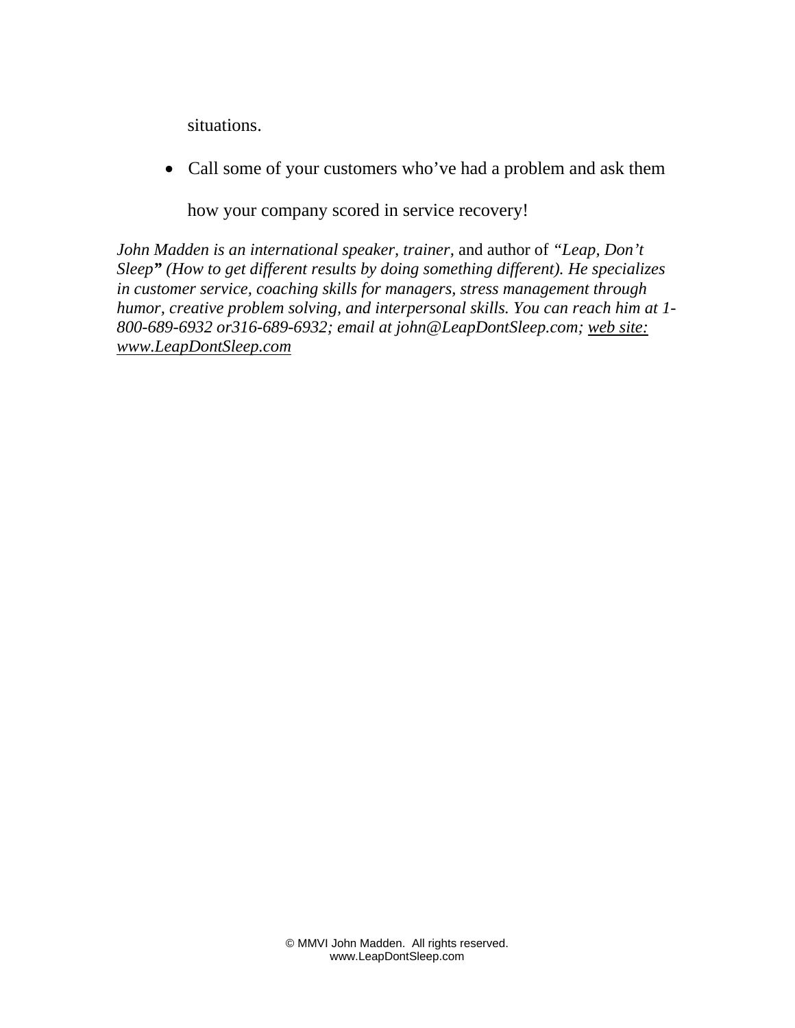situations.

- Call some of your customers who've had a problem and ask them how your company scored in service recovery!

*John Madden is an international speaker, trainer,* and author of *"Leap, Don't Sleep"* ***(How to get different results by doing something different). He specializes in customer service, coaching skills for managers, stress management through humor, creative problem solving, and interpersonal skills. You can reach him at 1-800-689-6932 or316-689-6932; email at john@LeapDontSleep.com; web site: www.LeapDontSleep.com*